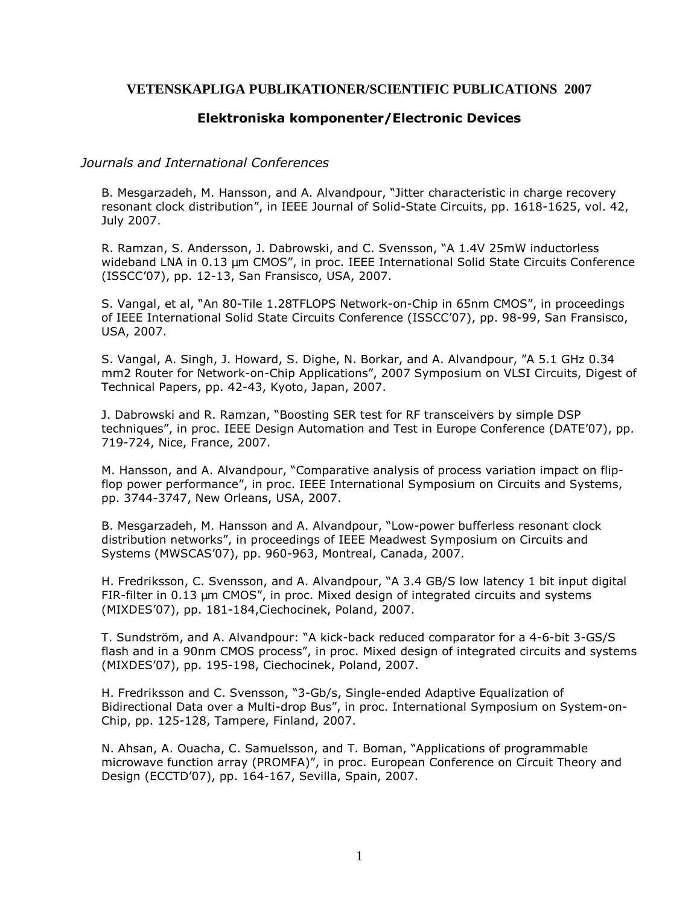# VETENSKAPLIGA PUBLIKATIONER/SCIENTIFIC PUBLICATIONS 2007

## Elektroniska komponenter/Electronic Devices

*Journals and International Conferences*

B. Mesgarzadeh, M. Hansson, and A. Alvandpour, "Jitter characteristic in charge recovery resonant clock distribution", in IEEE Journal of Solid-State Circuits, pp. 1618-1625, vol. 42, July 2007.

R. Ramzan, S. Andersson, J. Dabrowski, and C. Svensson, "A 1.4V 25mW inductorless wideband LNA in 0.13 µm CMOS", in proc. IEEE International Solid State Circuits Conference (ISSCC'07), pp. 12-13, San Fransisco, USA, 2007.

S. Vangal, et al, "An 80-Tile 1.28TFLOPS Network-on-Chip in 65nm CMOS", in proceedings of IEEE International Solid State Circuits Conference (ISSCC'07), pp. 98-99, San Fransisco, USA, 2007.

S. Vangal, A. Singh, J. Howard, S. Dighe, N. Borkar, and A. Alvandpour, "A 5.1 GHz 0.34 mm2 Router for Network-on-Chip Applications", 2007 Symposium on VLSI Circuits, Digest of Technical Papers, pp. 42-43, Kyoto, Japan, 2007.

J. Dabrowski and R. Ramzan, "Boosting SER test for RF transceivers by simple DSP techniques", in proc. IEEE Design Automation and Test in Europe Conference (DATE'07), pp. 719-724, Nice, France, 2007.

M. Hansson, and A. Alvandpour, "Comparative analysis of process variation impact on flip-flop power performance", in proc. IEEE International Symposium on Circuits and Systems, pp. 3744-3747, New Orleans, USA, 2007.

B. Mesgarzadeh, M. Hansson and A. Alvandpour, "Low-power bufferless resonant clock distribution networks", in proceedings of IEEE Meadwest Symposium on Circuits and Systems (MWSCAS'07), pp. 960-963, Montreal, Canada, 2007.

H. Fredriksson, C. Svensson, and A. Alvandpour, "A 3.4 GB/S low latency 1 bit input digital FIR-filter in 0.13 µm CMOS", in proc. Mixed design of integrated circuits and systems (MIXDES'07), pp. 181-184,Ciechocinek, Poland, 2007.

T. Sundström, and A. Alvandpour: "A kick-back reduced comparator for a 4-6-bit 3-GS/S flash and in a 90nm CMOS process", in proc. Mixed design of integrated circuits and systems (MIXDES'07), pp. 195-198, Ciechocinek, Poland, 2007.

H. Fredriksson and C. Svensson, "3-Gb/s, Single-ended Adaptive Equalization of Bidirectional Data over a Multi-drop Bus", in proc. International Symposium on System-on-Chip, pp. 125-128, Tampere, Finland, 2007.

N. Ahsan, A. Ouacha, C. Samuelsson, and T. Boman, "Applications of programmable microwave function array (PROMFA)", in proc. European Conference on Circuit Theory and Design (ECCTD'07), pp. 164-167, Sevilla, Spain, 2007.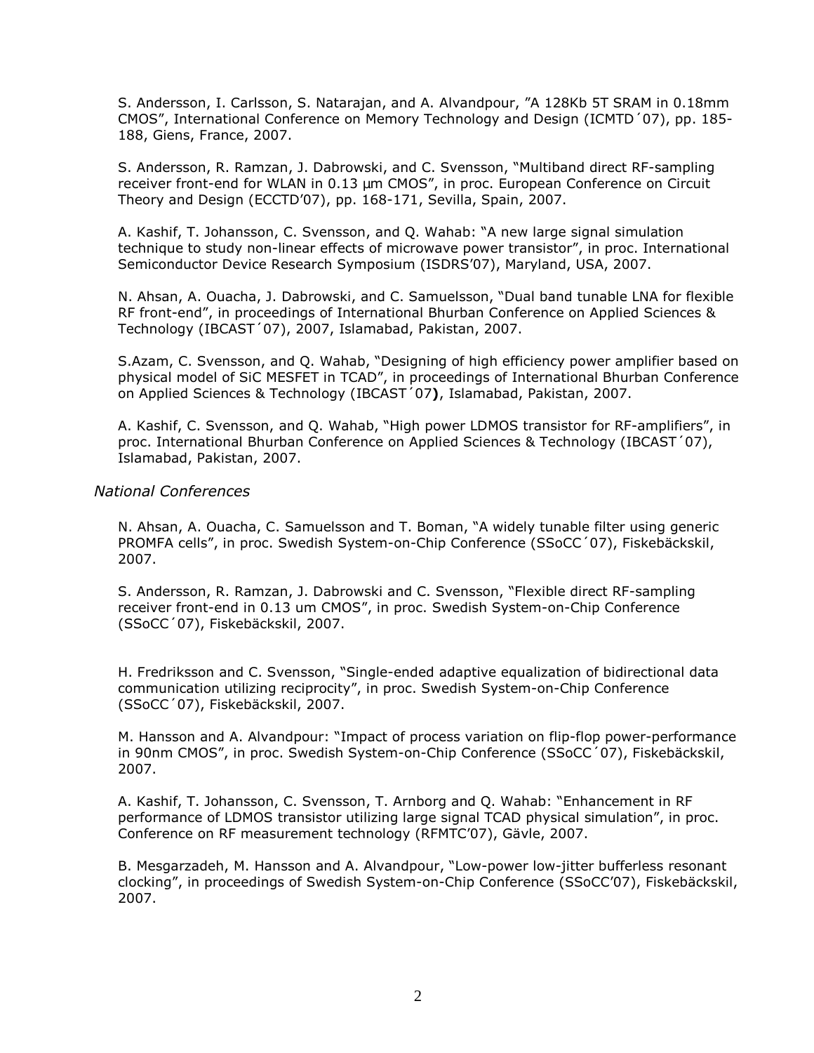S. Andersson, I. Carlsson, S. Natarajan, and A. Alvandpour, "A 128Kb 5T SRAM in 0.18mm CMOS", International Conference on Memory Technology and Design (ICMTD´07), pp. 185-188, Giens, France, 2007.

S. Andersson, R. Ramzan, J. Dabrowski, and C. Svensson, "Multiband direct RF-sampling receiver front-end for WLAN in 0.13 µm CMOS", in proc. European Conference on Circuit Theory and Design (ECCTD'07), pp. 168-171, Sevilla, Spain, 2007.

A. Kashif, T. Johansson, C. Svensson, and Q. Wahab: "A new large signal simulation technique to study non-linear effects of microwave power transistor", in proc. International Semiconductor Device Research Symposium (ISDRS'07), Maryland, USA, 2007.

N. Ahsan, A. Ouacha, J. Dabrowski, and C. Samuelsson, "Dual band tunable LNA for flexible RF front-end", in proceedings of International Bhurban Conference on Applied Sciences & Technology (IBCAST´07), 2007, Islamabad, Pakistan, 2007.

S.Azam, C. Svensson, and Q. Wahab, "Designing of high efficiency power amplifier based on physical model of SiC MESFET in TCAD", in proceedings of International Bhurban Conference on Applied Sciences & Technology (IBCAST´07**)**, Islamabad, Pakistan, 2007.

A. Kashif, C. Svensson, and Q. Wahab, "High power LDMOS transistor for RF-amplifiers", in proc. International Bhurban Conference on Applied Sciences & Technology (IBCAST´07), Islamabad, Pakistan, 2007.

### *National Conferences*

N. Ahsan, A. Ouacha, C. Samuelsson and T. Boman, "A widely tunable filter using generic PROMFA cells", in proc. Swedish System-on-Chip Conference (SSoCC´07), Fiskebäckskil, 2007.

S. Andersson, R. Ramzan, J. Dabrowski and C. Svensson, "Flexible direct RF-sampling receiver front-end in 0.13 um CMOS", in proc. Swedish System-on-Chip Conference (SSoCC´07), Fiskebäckskil, 2007.

H. Fredriksson and C. Svensson, "Single-ended adaptive equalization of bidirectional data communication utilizing reciprocity", in proc. Swedish System-on-Chip Conference (SSoCC´07), Fiskebäckskil, 2007.

M. Hansson and A. Alvandpour: "Impact of process variation on flip-flop power-performance in 90nm CMOS", in proc. Swedish System-on-Chip Conference (SSoCC´07), Fiskebäckskil, 2007.

A. Kashif, T. Johansson, C. Svensson, T. Arnborg and Q. Wahab: "Enhancement in RF performance of LDMOS transistor utilizing large signal TCAD physical simulation", in proc. Conference on RF measurement technology (RFMTC'07), Gävle, 2007.

B. Mesgarzadeh, M. Hansson and A. Alvandpour, "Low-power low-jitter bufferless resonant clocking", in proceedings of Swedish System-on-Chip Conference (SSoCC'07), Fiskebäckskil, 2007.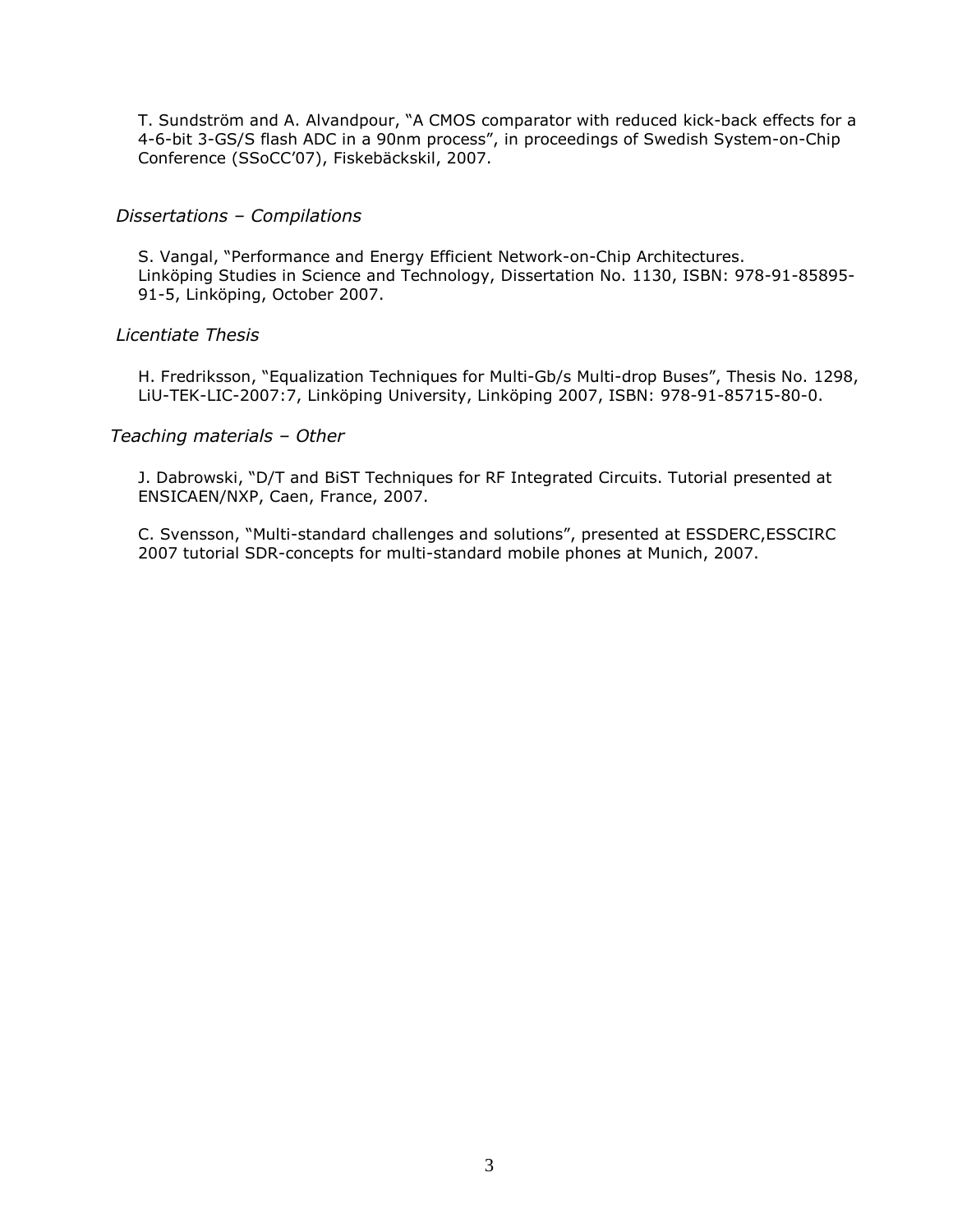T. Sundström and A. Alvandpour, "A CMOS comparator with reduced kick-back effects for a 4-6-bit 3-GS/S flash ADC in a 90nm process", in proceedings of Swedish System-on-Chip Conference (SSoCC'07), Fiskebäckskil, 2007.

### *Dissertations – Compilations*

S. Vangal, "Performance and Energy Efficient Network-on-Chip Architectures. Linköping Studies in Science and Technology, Dissertation No. 1130, ISBN: 978-91-85895-91-5, Linköping, October 2007.

### *Licentiate Thesis*

H. Fredriksson, "Equalization Techniques for Multi-Gb/s Multi-drop Buses", Thesis No. 1298, LiU-TEK-LIC-2007:7, Linköping University, Linköping 2007, ISBN: 978-91-85715-80-0.

### *Teaching materials – Other*

J. Dabrowski, "D/T and BiST Techniques for RF Integrated Circuits. Tutorial presented at ENSICAEN/NXP, Caen, France, 2007.

C. Svensson, "Multi-standard challenges and solutions", presented at ESSDERC,ESSCIRC 2007 tutorial SDR-concepts for multi-standard mobile phones at Munich, 2007.